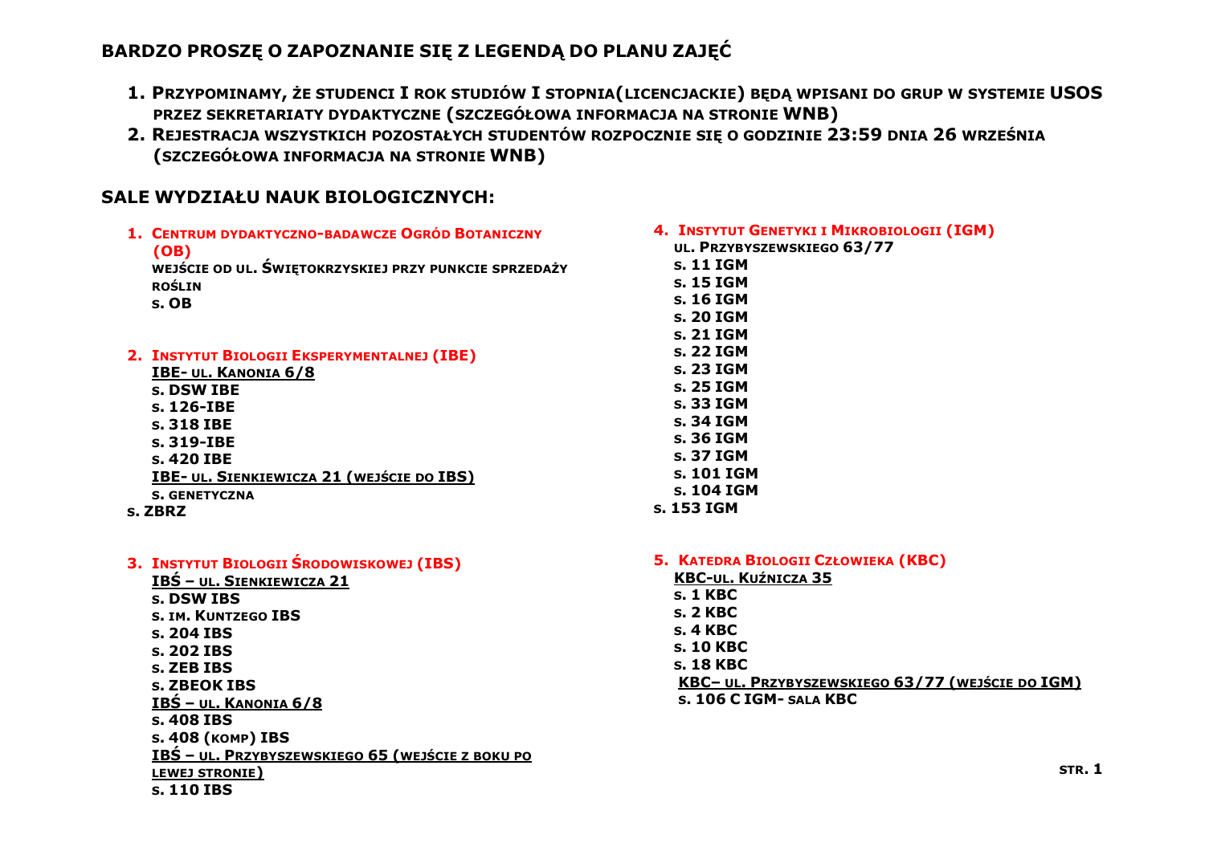## BARDZO PROSZĘ O ZAPOZNANIE SIĘ Z LEGENDĄ DO PLANU ZAJĘĆ

1. **PRZYPOMINAMY, ŻE STUDENCI I ROK STUDIÓW I STOPNIA(LICENCJACKIE) BĘDĄ WPISANI DO GRUP W SYSTEMIE USOS PRZEZ SEKRETARIATY DYDAKTYCZNE (SZCZEGÓŁOWA INFORMACJA NA STRONIE WNB)**
2. **REJESTRACJA WSZYSTKICH POZOSTAŁYCH STUDENTÓW ROZPOCZNIE SIĘ O GODZINIE 23:59 DNIA 26 WRZEŚNIA (SZCZEGÓŁOWA INFORMACJA NA STRONIE WNB)**

## SALE WYDZIAŁU NAUK BIOLOGICZNYCH:

1. **CENTRUM DYDAKTYCZNO-BADAWCZE OGRÓD BOTANICZNY (OB)**
   **WEJŚCIE OD UL. ŚWIĘTOKRZYSKIEJ PRZY PUNKCIE SPRZEDAŻY ROŚLIN**
   **S. OB**

2. **INSTYTUT BIOLOGII EKSPERYMENTALNEJ (IBE)**
   **IBE- UL. KANONIA 6/8**
   **S. DSW IBE**
   **S. 126-IBE**
   **S. 318 IBE**
   **S. 319-IBE**
   **S. 420 IBE**
   **IBE- UL. SIENKIEWICZA 21 (WEJŚCIE DO IBS)**
   **S. GENETYCZNA**
   **S. ZBRZ**

3. **INSTYTUT BIOLOGII ŚRODOWISKOWEJ (IBS)**
   **IBŚ – UL. SIENKIEWICZA 21**
   **S. DSW IBS**
   **S. IM. KUNTZEGO IBS**
   **S. 204 IBS**
   **S. 202 IBS**
   **S. ZEB IBS**
   **S. ZBEOK IBS**
   **IBŚ – UL. KANONIA 6/8**
   **S. 408 IBS**
   **S. 408 (KOMP) IBS**
   **IBŚ – UL. PRZYBYSZEWSKIEGO 65 (WEJŚCIE Z BOKU PO LEWEJ STRONIE)**
   **S. 110 IBS**

4. **INSTYTUT GENETYKI I MIKROBIOLOGII (IGM)**
   **UL. PRZYBYSZEWSKIEGO 63/77**
   **S. 11 IGM**
   **S. 15 IGM**
   **S. 16 IGM**
   **S. 20 IGM**
   **S. 21 IGM**
   **S. 22 IGM**
   **S. 23 IGM**
   **S. 25 IGM**
   **S. 33 IGM**
   **S. 34 IGM**
   **S. 36 IGM**
   **S. 37 IGM**
   **S. 101 IGM**
   **S. 104 IGM**
   **S. 153 IGM**

5. **KATEDRA BIOLOGII CZŁOWIEKA (KBC)**
   **KBC-UL. KUŹNICZA 35**
   **S. 1 KBC**
   **S. 2 KBC**
   **S. 4 KBC**
   **S. 10 KBC**
   **S. 18 KBC**
   **KBC– UL. PRZYBYSZEWSKIEGO 63/77 (WEJŚCIE DO IGM)**
   **S. 106 C IGM- SALA KBC**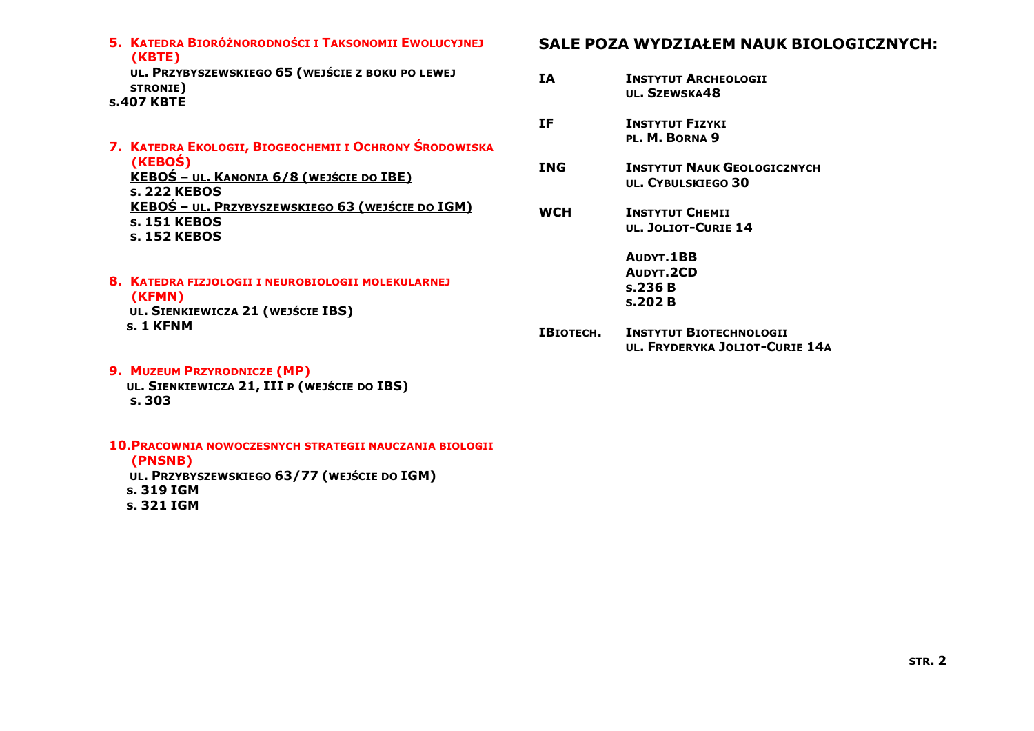5. **KATEDRA BIORÓŻNORODNOŚCI I TAKSONOMII EWOLUCYJNEJ (KBTE)**
   **UL. PRZYBYSZEWSKIEGO 65 (WEJŚCIE Z BOKU PO LEWEJ STRONIE)**
   **S.407 KBTE**

7. **KATEDRA EKOLOGII, BIOGEOCHEMII I OCHRONY ŚRODOWISKA (KEBOŚ)**
   **KEBOŚ – UL. KANONIA 6/8 (WEJŚCIE DO IBE)**
   **S. 222 KEBOS**
   **KEBOŚ – UL. PRZYBYSZEWSKIEGO 63 (WEJŚCIE DO IGM)**
   **S. 151 KEBOS**
   **S. 152 KEBOS**

8. **KATEDRA FIZJOLOGII I NEUROBIOLOGII MOLEKULARNEJ (KFMN)**
   **UL. SIENKIEWICZA 21 (WEJŚCIE IBS)**
   **S. 1 KFNM**

9. **MUZEUM PRZYRODNICZE (MP)**
   **UL. SIENKIEWICZA 21, III P (WEJŚCIE DO IBS)**
   **S. 303**

10. **PRACOWNIA NOWOCZESNYCH STRATEGII NAUCZANIA BIOLOGII (PNSNB)**
    **UL. PRZYBYSZEWSKIEGO 63/77 (WEJŚCIE DO IGM)**
    **S. 319 IGM**
    **S. 321 IGM**

## SALE POZA WYDZIAŁEM NAUK BIOLOGICZNYCH:

| | |
|---|---|
| **IA** | **INSTYTUT ARCHEOLOGII**<br>**UL. SZEWSKA48** |
| **IF** | **INSTYTUT FIZYKI**<br>**PL. M. BORNA 9** |
| **ING** | **INSTYTUT NAUK GEOLOGICZNYCH**<br>**UL. CYBULSKIEGO 30** |
| **WCH** | **INSTYTUT CHEMII**<br>**UL. JOLIOT-CURIE 14**<br><br>**AUDYT.1BB**<br>**AUDYT.2CD**<br>**S.236 B**<br>**S.202 B** |
| **IBIOTECH.** | **INSTYTUT BIOTECHNOLOGII**<br>**UL. FRYDERYKA JOLIOT-CURIE 14A** |